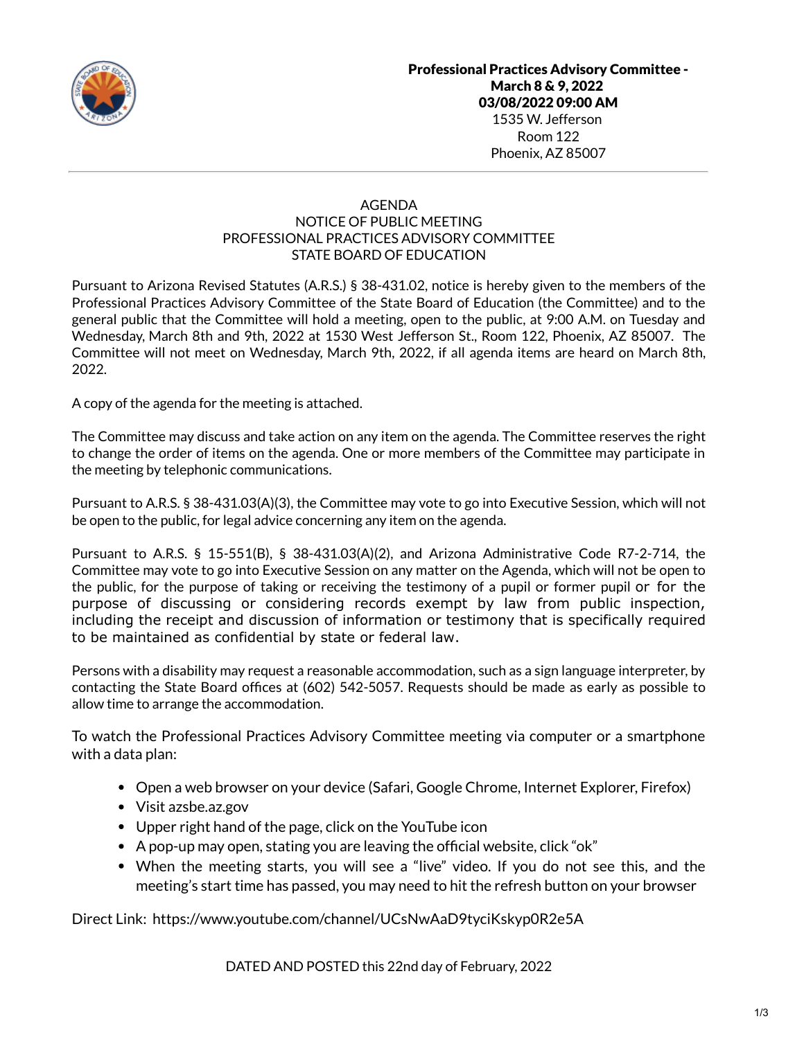**Professional Practices Advisory Committee - March 8 & 9, 2022**
**03/08/2022 09:00 AM**
1535 W. Jefferson
Room 122
Phoenix, AZ 85007

---

AGENDA
NOTICE OF PUBLIC MEETING
PROFESSIONAL PRACTICES ADVISORY COMMITTEE
STATE BOARD OF EDUCATION

Pursuant to Arizona Revised Statutes (A.R.S.) § 38-431.02, notice is hereby given to the members of the Professional Practices Advisory Committee of the State Board of Education (the Committee) and to the general public that the Committee will hold a meeting, open to the public, at 9:00 A.M. on Tuesday and Wednesday, March 8th and 9th, 2022 at 1530 West Jefferson St., Room 122, Phoenix, AZ 85007. The Committee will not meet on Wednesday, March 9th, 2022, if all agenda items are heard on March 8th, 2022.

A copy of the agenda for the meeting is attached.

The Committee may discuss and take action on any item on the agenda. The Committee reserves the right to change the order of items on the agenda. One or more members of the Committee may participate in the meeting by telephonic communications.

Pursuant to A.R.S. § 38-431.03(A)(3), the Committee may vote to go into Executive Session, which will not be open to the public, for legal advice concerning any item on the agenda.

Pursuant to A.R.S. § 15-551(B), § 38-431.03(A)(2), and Arizona Administrative Code R7-2-714, the Committee may vote to go into Executive Session on any matter on the Agenda, which will not be open to the public, for the purpose of taking or receiving the testimony of a pupil or former pupil or for the purpose of discussing or considering records exempt by law from public inspection, including the receipt and discussion of information or testimony that is specifically required to be maintained as confidential by state or federal law.

Persons with a disability may request a reasonable accommodation, such as a sign language interpreter, by contacting the State Board offices at (602) 542-5057. Requests should be made as early as possible to allow time to arrange the accommodation.

To watch the Professional Practices Advisory Committee meeting via computer or a smartphone with a data plan:

- Open a web browser on your device (Safari, Google Chrome, Internet Explorer, Firefox)
- Visit azsbe.az.gov
- Upper right hand of the page, click on the YouTube icon
- A pop-up may open, stating you are leaving the official website, click "ok"
- When the meeting starts, you will see a "live" video. If you do not see this, and the meeting's start time has passed, you may need to hit the refresh button on your browser

Direct Link: https://www.youtube.com/channel/UCsNwAaD9tyciKskyp0R2e5A

DATED AND POSTED this 22nd day of February, 2022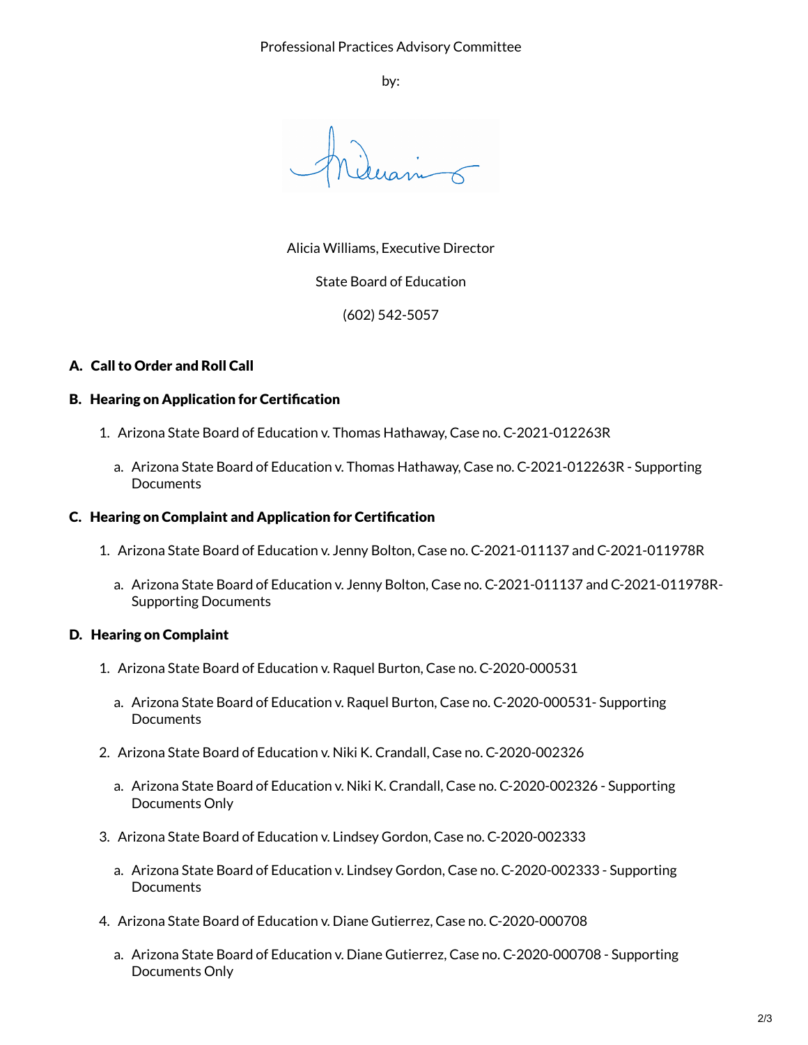Professional Practices Advisory Committee

by:

Alicia Williams, Executive Director

State Board of Education

(602) 542-5057

## A. Call to Order and Roll Call

## B. Hearing on Application for Certification

1. Arizona State Board of Education v. Thomas Hathaway, Case no. C-2021-012263R
    a. Arizona State Board of Education v. Thomas Hathaway, Case no. C-2021-012263R - Supporting Documents

## C. Hearing on Complaint and Application for Certification

1. Arizona State Board of Education v. Jenny Bolton, Case no. C-2021-011137 and C-2021-011978R
    a. Arizona State Board of Education v. Jenny Bolton, Case no. C-2021-011137 and C-2021-011978R- Supporting Documents

## D. Hearing on Complaint

1. Arizona State Board of Education v. Raquel Burton, Case no. C-2020-000531
    a. Arizona State Board of Education v. Raquel Burton, Case no. C-2020-000531- Supporting Documents
2. Arizona State Board of Education v. Niki K. Crandall, Case no. C-2020-002326
    a. Arizona State Board of Education v. Niki K. Crandall, Case no. C-2020-002326 - Supporting Documents Only
3. Arizona State Board of Education v. Lindsey Gordon, Case no. C-2020-002333
    a. Arizona State Board of Education v. Lindsey Gordon, Case no. C-2020-002333 - Supporting Documents
4. Arizona State Board of Education v. Diane Gutierrez, Case no. C-2020-000708
    a. Arizona State Board of Education v. Diane Gutierrez, Case no. C-2020-000708 - Supporting Documents Only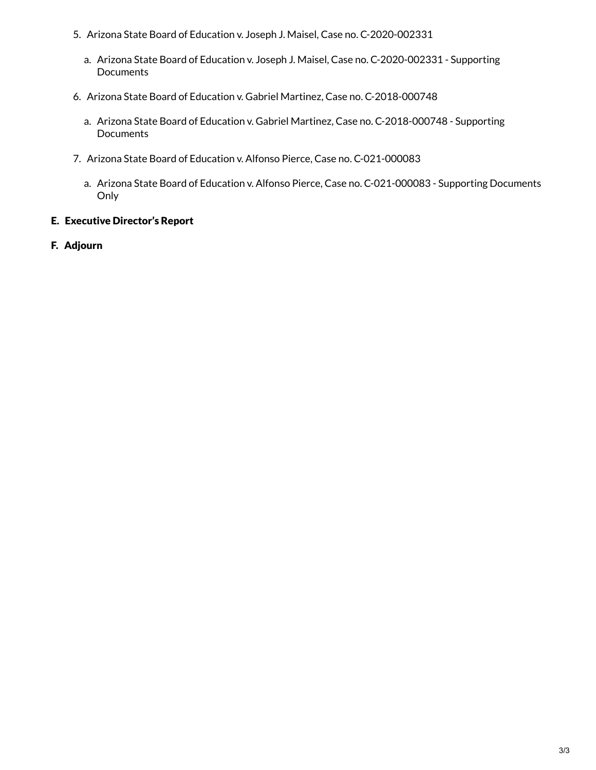5. Arizona State Board of Education v. Joseph J. Maisel, Case no. C-2020-002331

   a. Arizona State Board of Education v. Joseph J. Maisel, Case no. C-2020-002331 - Supporting Documents

6. Arizona State Board of Education v. Gabriel Martinez, Case no. C-2018-000748

   a. Arizona State Board of Education v. Gabriel Martinez, Case no. C-2018-000748 - Supporting Documents

7. Arizona State Board of Education v. Alfonso Pierce, Case no. C-021-000083

   a. Arizona State Board of Education v. Alfonso Pierce, Case no. C-021-000083 - Supporting Documents Only

## E. Executive Director's Report

## F. Adjourn